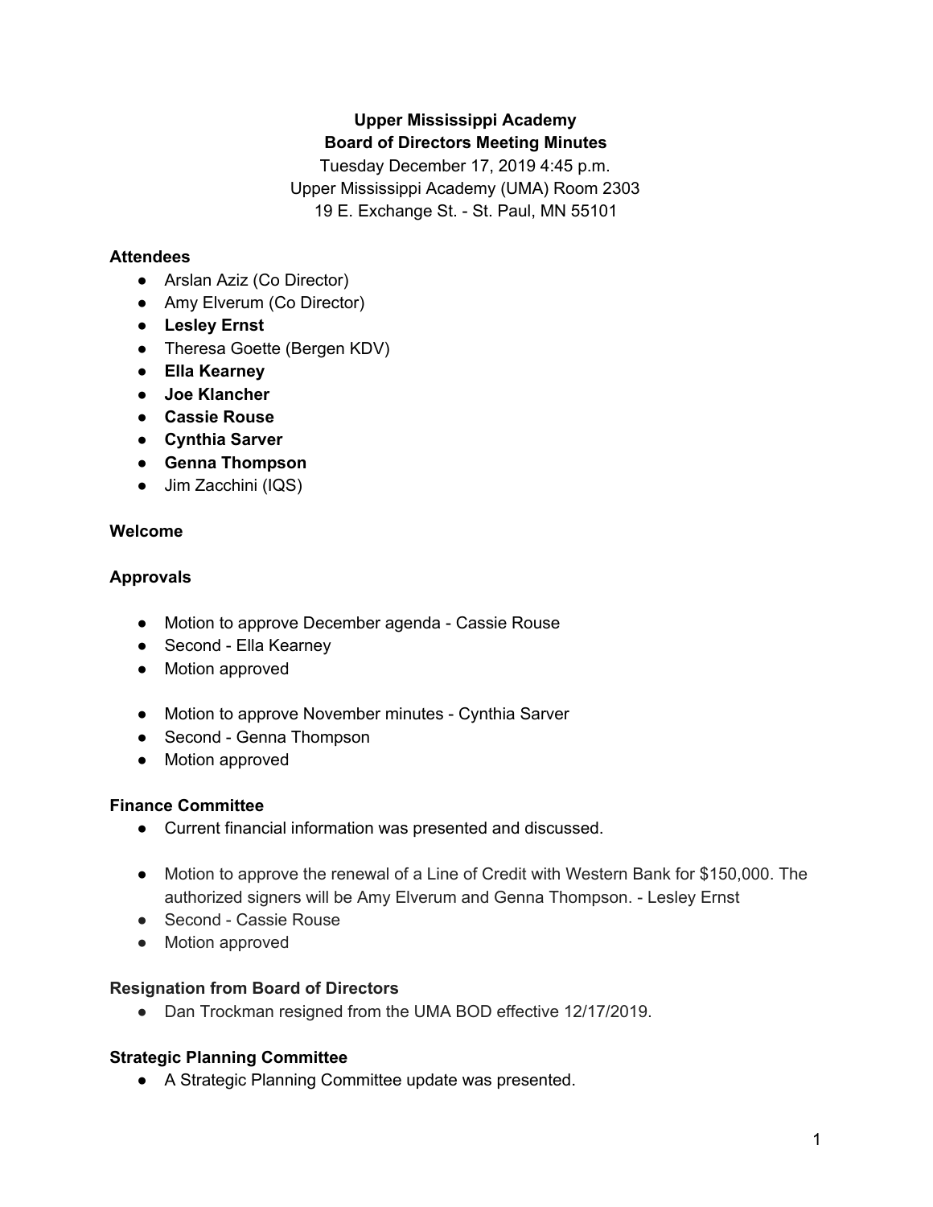**Upper Mississippi Academy**
**Board of Directors Meeting Minutes**

Tuesday December 17, 2019 4:45 p.m.
Upper Mississippi Academy (UMA) Room 2303
19 E. Exchange St. - St. Paul, MN 55101

### Attendees

- Arslan Aziz (Co Director)
- Amy Elverum (Co Director)
- **Lesley Ernst**
- Theresa Goette (Bergen KDV)
- **Ella Kearney**
- **Joe Klancher**
- **Cassie Rouse**
- **Cynthia Sarver**
- **Genna Thompson**
- Jim Zacchini (IQS)

### Welcome

### Approvals

- Motion to approve December agenda - Cassie Rouse
- Second - Ella Kearney
- Motion approved

- Motion to approve November minutes - Cynthia Sarver
- Second - Genna Thompson
- Motion approved

### Finance Committee

- Current financial information was presented and discussed.

- Motion to approve the renewal of a Line of Credit with Western Bank for $150,000. The authorized signers will be Amy Elverum and Genna Thompson. - Lesley Ernst
- Second - Cassie Rouse
- Motion approved

### Resignation from Board of Directors

- Dan Trockman resigned from the UMA BOD effective 12/17/2019.

### Strategic Planning Committee

- A Strategic Planning Committee update was presented.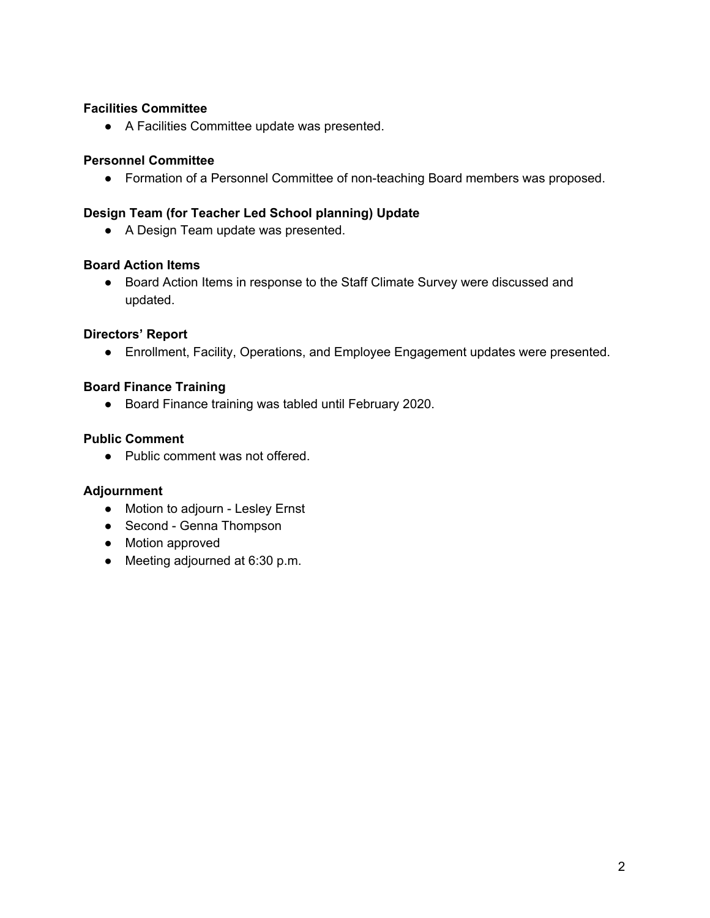**Facilities Committee**

- A Facilities Committee update was presented.

**Personnel Committee**

- Formation of a Personnel Committee of non-teaching Board members was proposed.

**Design Team (for Teacher Led School planning) Update**

- A Design Team update was presented.

**Board Action Items**

- Board Action Items in response to the Staff Climate Survey were discussed and updated.

**Directors' Report**

- Enrollment, Facility, Operations, and Employee Engagement updates were presented.

**Board Finance Training**

- Board Finance training was tabled until February 2020.

**Public Comment**

- Public comment was not offered.

**Adjournment**

- Motion to adjourn - Lesley Ernst
- Second - Genna Thompson
- Motion approved
- Meeting adjourned at 6:30 p.m.